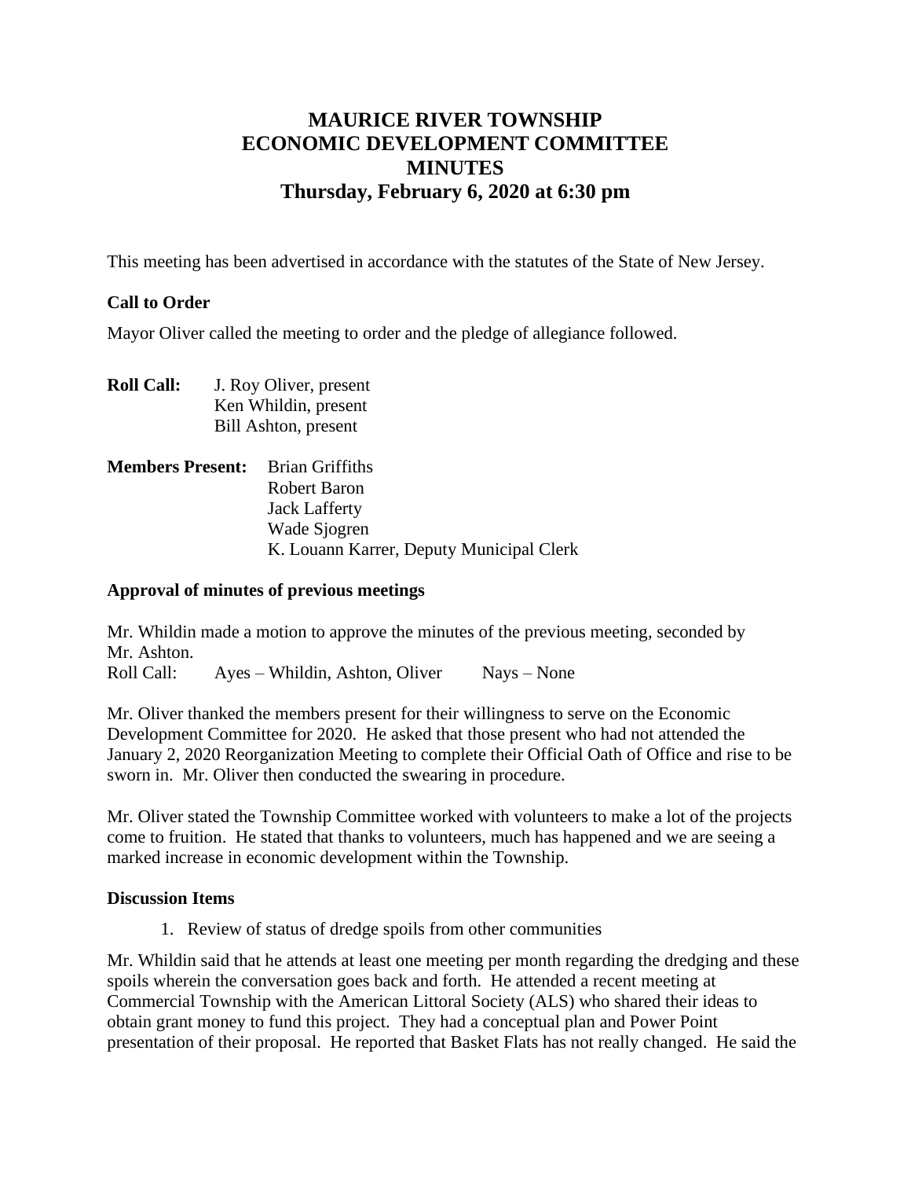# MAURICE RIVER TOWNSHIP
# ECONOMIC DEVELOPMENT COMMITTEE
# MINUTES
# Thursday, February 6, 2020 at 6:30 pm

This meeting has been advertised in accordance with the statutes of the State of New Jersey.

**Call to Order**

Mayor Oliver called the meeting to order and the pledge of allegiance followed.

**Roll Call:** J. Roy Oliver, present
Ken Whildin, present
Bill Ashton, present

**Members Present:** Brian Griffiths
Robert Baron
Jack Lafferty
Wade Sjogren
K. Louann Karrer, Deputy Municipal Clerk

**Approval of minutes of previous meetings**

Mr. Whildin made a motion to approve the minutes of the previous meeting, seconded by Mr. Ashton.
Roll Call: Ayes – Whildin, Ashton, Oliver Nays – None

Mr. Oliver thanked the members present for their willingness to serve on the Economic Development Committee for 2020. He asked that those present who had not attended the January 2, 2020 Reorganization Meeting to complete their Official Oath of Office and rise to be sworn in. Mr. Oliver then conducted the swearing in procedure.

Mr. Oliver stated the Township Committee worked with volunteers to make a lot of the projects come to fruition. He stated that thanks to volunteers, much has happened and we are seeing a marked increase in economic development within the Township.

**Discussion Items**

1. Review of status of dredge spoils from other communities

Mr. Whildin said that he attends at least one meeting per month regarding the dredging and these spoils wherein the conversation goes back and forth. He attended a recent meeting at Commercial Township with the American Littoral Society (ALS) who shared their ideas to obtain grant money to fund this project. They had a conceptual plan and Power Point presentation of their proposal. He reported that Basket Flats has not really changed. He said the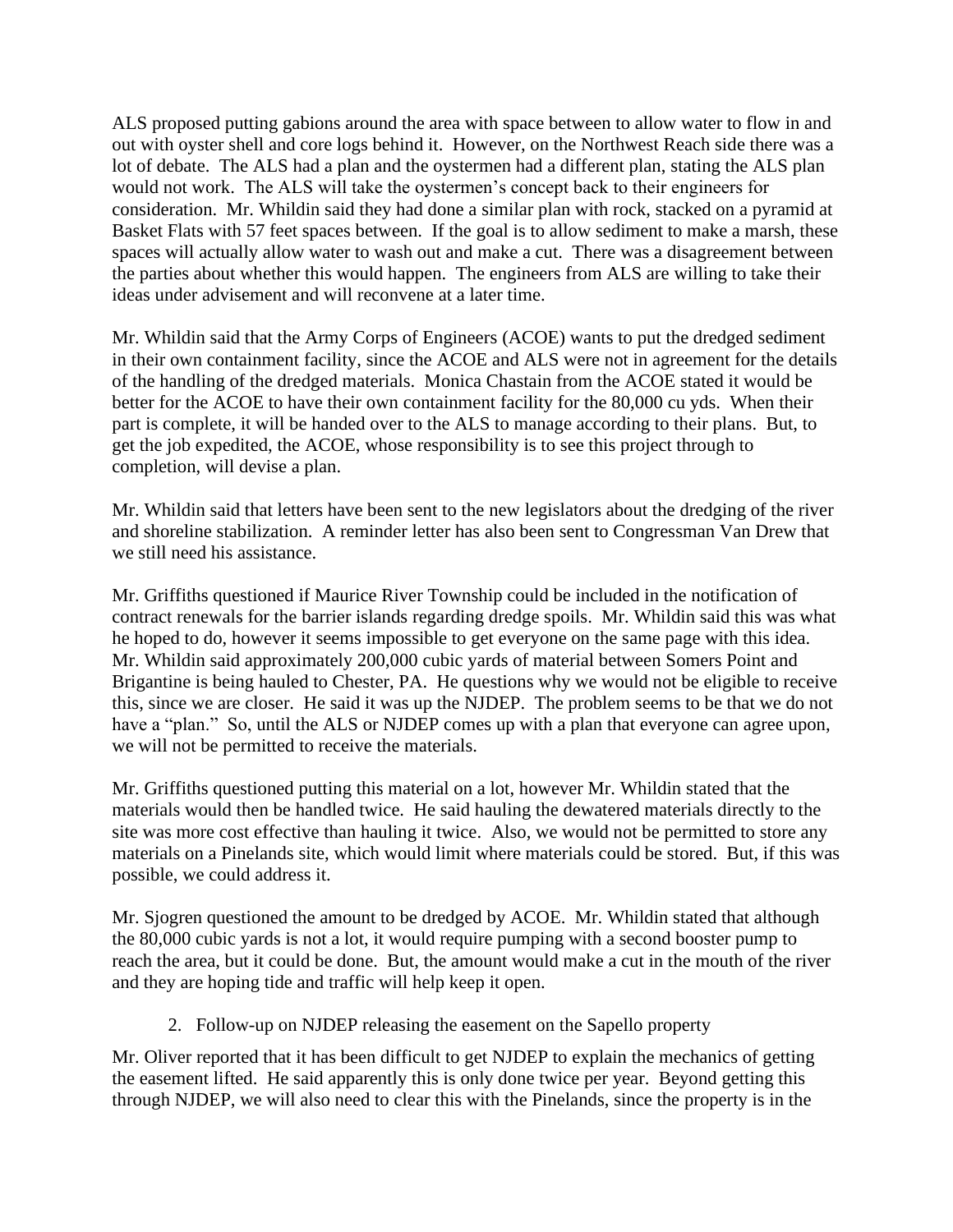ALS proposed putting gabions around the area with space between to allow water to flow in and out with oyster shell and core logs behind it. However, on the Northwest Reach side there was a lot of debate. The ALS had a plan and the oystermen had a different plan, stating the ALS plan would not work. The ALS will take the oystermen's concept back to their engineers for consideration. Mr. Whildin said they had done a similar plan with rock, stacked on a pyramid at Basket Flats with 57 feet spaces between. If the goal is to allow sediment to make a marsh, these spaces will actually allow water to wash out and make a cut. There was a disagreement between the parties about whether this would happen. The engineers from ALS are willing to take their ideas under advisement and will reconvene at a later time.

Mr. Whildin said that the Army Corps of Engineers (ACOE) wants to put the dredged sediment in their own containment facility, since the ACOE and ALS were not in agreement for the details of the handling of the dredged materials. Monica Chastain from the ACOE stated it would be better for the ACOE to have their own containment facility for the 80,000 cu yds. When their part is complete, it will be handed over to the ALS to manage according to their plans. But, to get the job expedited, the ACOE, whose responsibility is to see this project through to completion, will devise a plan.

Mr. Whildin said that letters have been sent to the new legislators about the dredging of the river and shoreline stabilization. A reminder letter has also been sent to Congressman Van Drew that we still need his assistance.

Mr. Griffiths questioned if Maurice River Township could be included in the notification of contract renewals for the barrier islands regarding dredge spoils. Mr. Whildin said this was what he hoped to do, however it seems impossible to get everyone on the same page with this idea. Mr. Whildin said approximately 200,000 cubic yards of material between Somers Point and Brigantine is being hauled to Chester, PA. He questions why we would not be eligible to receive this, since we are closer. He said it was up the NJDEP. The problem seems to be that we do not have a "plan." So, until the ALS or NJDEP comes up with a plan that everyone can agree upon, we will not be permitted to receive the materials.

Mr. Griffiths questioned putting this material on a lot, however Mr. Whildin stated that the materials would then be handled twice. He said hauling the dewatered materials directly to the site was more cost effective than hauling it twice. Also, we would not be permitted to store any materials on a Pinelands site, which would limit where materials could be stored. But, if this was possible, we could address it.

Mr. Sjogren questioned the amount to be dredged by ACOE. Mr. Whildin stated that although the 80,000 cubic yards is not a lot, it would require pumping with a second booster pump to reach the area, but it could be done. But, the amount would make a cut in the mouth of the river and they are hoping tide and traffic will help keep it open.

2. Follow-up on NJDEP releasing the easement on the Sapello property

Mr. Oliver reported that it has been difficult to get NJDEP to explain the mechanics of getting the easement lifted. He said apparently this is only done twice per year. Beyond getting this through NJDEP, we will also need to clear this with the Pinelands, since the property is in the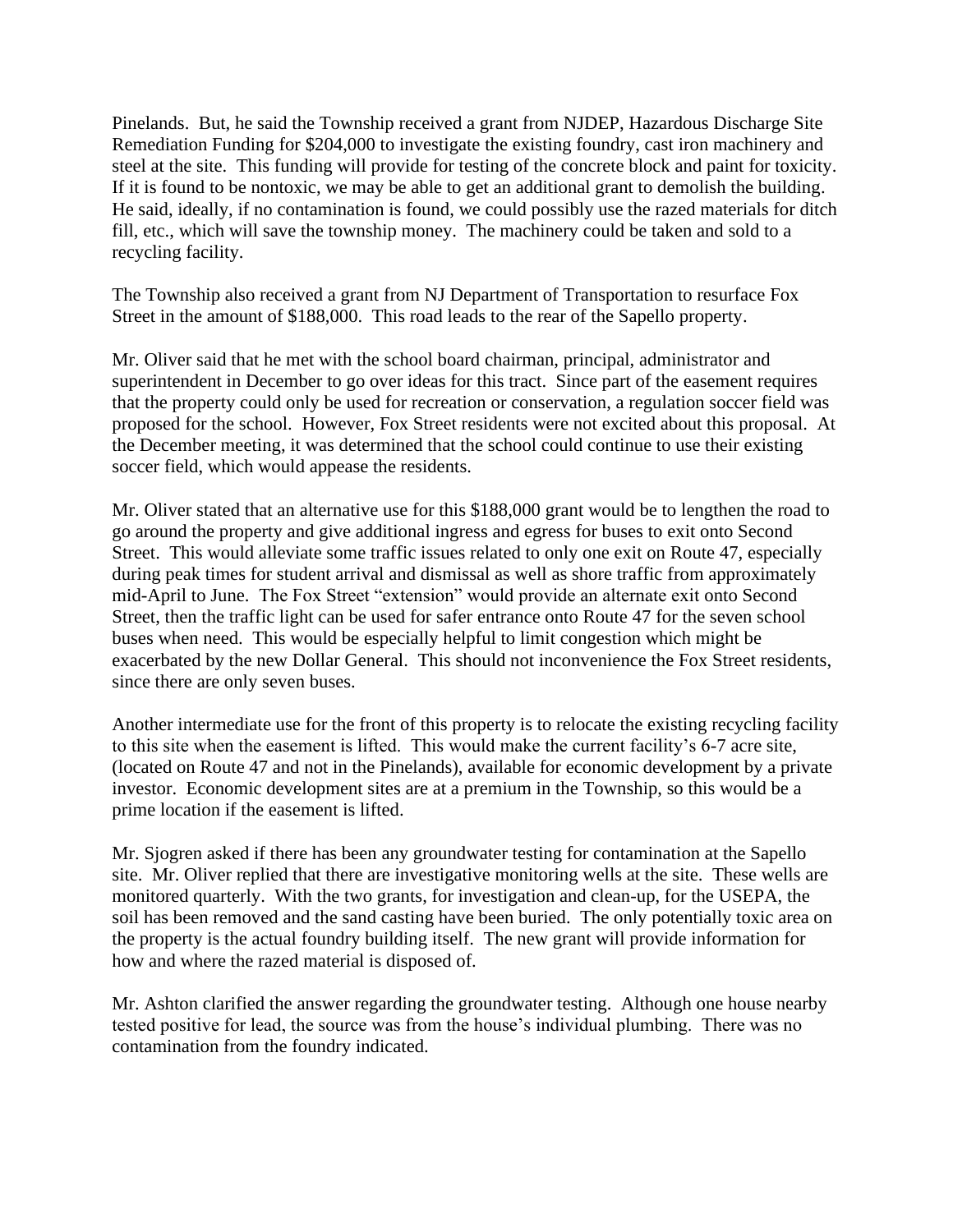Pinelands. But, he said the Township received a grant from NJDEP, Hazardous Discharge Site Remediation Funding for $204,000 to investigate the existing foundry, cast iron machinery and steel at the site. This funding will provide for testing of the concrete block and paint for toxicity. If it is found to be nontoxic, we may be able to get an additional grant to demolish the building. He said, ideally, if no contamination is found, we could possibly use the razed materials for ditch fill, etc., which will save the township money. The machinery could be taken and sold to a recycling facility.

The Township also received a grant from NJ Department of Transportation to resurface Fox Street in the amount of $188,000. This road leads to the rear of the Sapello property.

Mr. Oliver said that he met with the school board chairman, principal, administrator and superintendent in December to go over ideas for this tract. Since part of the easement requires that the property could only be used for recreation or conservation, a regulation soccer field was proposed for the school. However, Fox Street residents were not excited about this proposal. At the December meeting, it was determined that the school could continue to use their existing soccer field, which would appease the residents.

Mr. Oliver stated that an alternative use for this $188,000 grant would be to lengthen the road to go around the property and give additional ingress and egress for buses to exit onto Second Street. This would alleviate some traffic issues related to only one exit on Route 47, especially during peak times for student arrival and dismissal as well as shore traffic from approximately mid-April to June. The Fox Street "extension" would provide an alternate exit onto Second Street, then the traffic light can be used for safer entrance onto Route 47 for the seven school buses when need. This would be especially helpful to limit congestion which might be exacerbated by the new Dollar General. This should not inconvenience the Fox Street residents, since there are only seven buses.

Another intermediate use for the front of this property is to relocate the existing recycling facility to this site when the easement is lifted. This would make the current facility's 6-7 acre site, (located on Route 47 and not in the Pinelands), available for economic development by a private investor. Economic development sites are at a premium in the Township, so this would be a prime location if the easement is lifted.

Mr. Sjogren asked if there has been any groundwater testing for contamination at the Sapello site. Mr. Oliver replied that there are investigative monitoring wells at the site. These wells are monitored quarterly. With the two grants, for investigation and clean-up, for the USEPA, the soil has been removed and the sand casting have been buried. The only potentially toxic area on the property is the actual foundry building itself. The new grant will provide information for how and where the razed material is disposed of.

Mr. Ashton clarified the answer regarding the groundwater testing. Although one house nearby tested positive for lead, the source was from the house's individual plumbing. There was no contamination from the foundry indicated.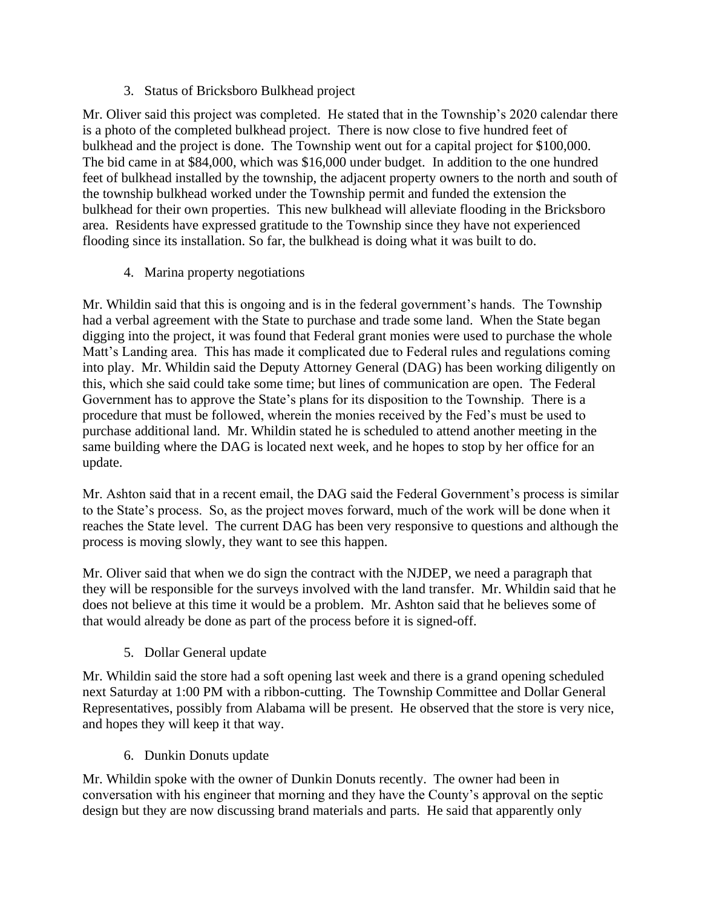3. Status of Bricksboro Bulkhead project

Mr. Oliver said this project was completed. He stated that in the Township's 2020 calendar there is a photo of the completed bulkhead project. There is now close to five hundred feet of bulkhead and the project is done. The Township went out for a capital project for $100,000. The bid came in at $84,000, which was $16,000 under budget. In addition to the one hundred feet of bulkhead installed by the township, the adjacent property owners to the north and south of the township bulkhead worked under the Township permit and funded the extension the bulkhead for their own properties. This new bulkhead will alleviate flooding in the Bricksboro area. Residents have expressed gratitude to the Township since they have not experienced flooding since its installation. So far, the bulkhead is doing what it was built to do.

4. Marina property negotiations

Mr. Whildin said that this is ongoing and is in the federal government's hands. The Township had a verbal agreement with the State to purchase and trade some land. When the State began digging into the project, it was found that Federal grant monies were used to purchase the whole Matt's Landing area. This has made it complicated due to Federal rules and regulations coming into play. Mr. Whildin said the Deputy Attorney General (DAG) has been working diligently on this, which she said could take some time; but lines of communication are open. The Federal Government has to approve the State's plans for its disposition to the Township. There is a procedure that must be followed, wherein the monies received by the Fed's must be used to purchase additional land. Mr. Whildin stated he is scheduled to attend another meeting in the same building where the DAG is located next week, and he hopes to stop by her office for an update.

Mr. Ashton said that in a recent email, the DAG said the Federal Government's process is similar to the State's process. So, as the project moves forward, much of the work will be done when it reaches the State level. The current DAG has been very responsive to questions and although the process is moving slowly, they want to see this happen.

Mr. Oliver said that when we do sign the contract with the NJDEP, we need a paragraph that they will be responsible for the surveys involved with the land transfer. Mr. Whildin said that he does not believe at this time it would be a problem. Mr. Ashton said that he believes some of that would already be done as part of the process before it is signed-off.

5. Dollar General update

Mr. Whildin said the store had a soft opening last week and there is a grand opening scheduled next Saturday at 1:00 PM with a ribbon-cutting. The Township Committee and Dollar General Representatives, possibly from Alabama will be present. He observed that the store is very nice, and hopes they will keep it that way.

6. Dunkin Donuts update

Mr. Whildin spoke with the owner of Dunkin Donuts recently. The owner had been in conversation with his engineer that morning and they have the County's approval on the septic design but they are now discussing brand materials and parts. He said that apparently only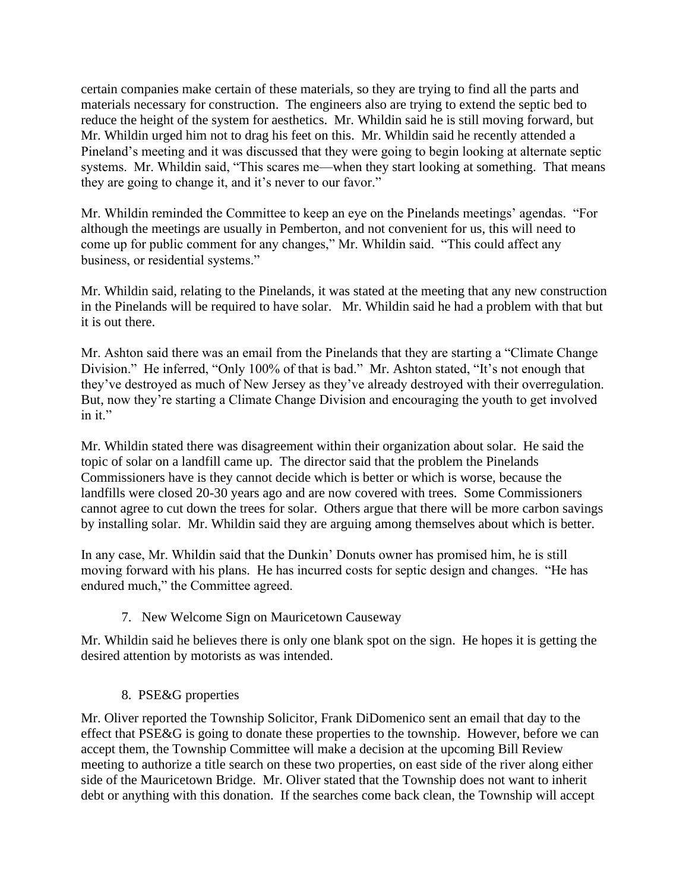certain companies make certain of these materials, so they are trying to find all the parts and materials necessary for construction. The engineers also are trying to extend the septic bed to reduce the height of the system for aesthetics. Mr. Whildin said he is still moving forward, but Mr. Whildin urged him not to drag his feet on this. Mr. Whildin said he recently attended a Pineland's meeting and it was discussed that they were going to begin looking at alternate septic systems. Mr. Whildin said, "This scares me—when they start looking at something. That means they are going to change it, and it's never to our favor."

Mr. Whildin reminded the Committee to keep an eye on the Pinelands meetings' agendas. "For although the meetings are usually in Pemberton, and not convenient for us, this will need to come up for public comment for any changes," Mr. Whildin said. "This could affect any business, or residential systems."

Mr. Whildin said, relating to the Pinelands, it was stated at the meeting that any new construction in the Pinelands will be required to have solar. Mr. Whildin said he had a problem with that but it is out there.

Mr. Ashton said there was an email from the Pinelands that they are starting a "Climate Change Division." He inferred, "Only 100% of that is bad." Mr. Ashton stated, "It's not enough that they've destroyed as much of New Jersey as they've already destroyed with their overregulation. But, now they're starting a Climate Change Division and encouraging the youth to get involved in it."

Mr. Whildin stated there was disagreement within their organization about solar. He said the topic of solar on a landfill came up. The director said that the problem the Pinelands Commissioners have is they cannot decide which is better or which is worse, because the landfills were closed 20-30 years ago and are now covered with trees. Some Commissioners cannot agree to cut down the trees for solar. Others argue that there will be more carbon savings by installing solar. Mr. Whildin said they are arguing among themselves about which is better.

In any case, Mr. Whildin said that the Dunkin' Donuts owner has promised him, he is still moving forward with his plans. He has incurred costs for septic design and changes. "He has endured much," the Committee agreed.

7. New Welcome Sign on Mauricetown Causeway

Mr. Whildin said he believes there is only one blank spot on the sign. He hopes it is getting the desired attention by motorists as was intended.

8. PSE&G properties

Mr. Oliver reported the Township Solicitor, Frank DiDomenico sent an email that day to the effect that PSE&G is going to donate these properties to the township. However, before we can accept them, the Township Committee will make a decision at the upcoming Bill Review meeting to authorize a title search on these two properties, on east side of the river along either side of the Mauricetown Bridge. Mr. Oliver stated that the Township does not want to inherit debt or anything with this donation. If the searches come back clean, the Township will accept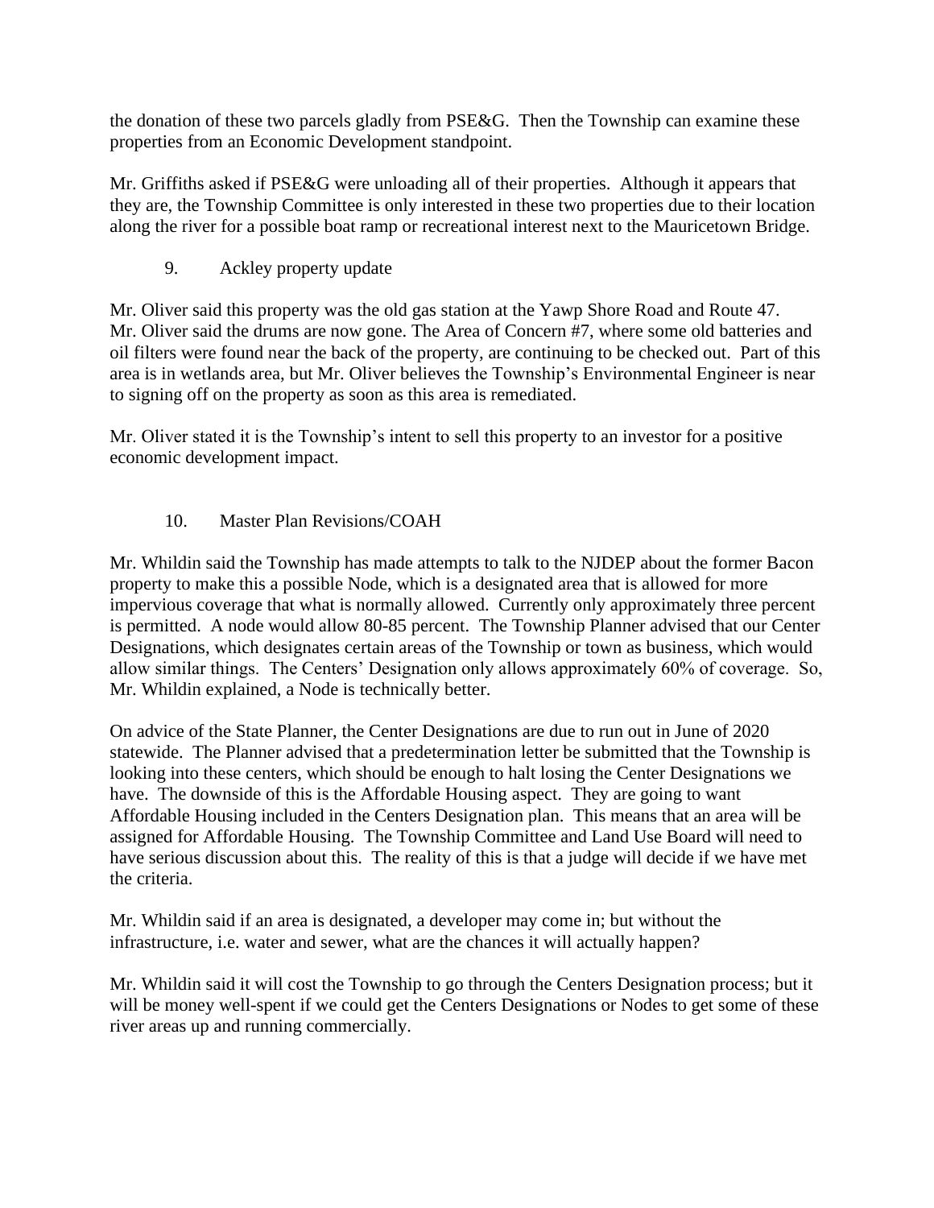the donation of these two parcels gladly from PSE&G. Then the Township can examine these properties from an Economic Development standpoint.

Mr. Griffiths asked if PSE&G were unloading all of their properties. Although it appears that they are, the Township Committee is only interested in these two properties due to their location along the river for a possible boat ramp or recreational interest next to the Mauricetown Bridge.

9. Ackley property update

Mr. Oliver said this property was the old gas station at the Yawp Shore Road and Route 47. Mr. Oliver said the drums are now gone. The Area of Concern #7, where some old batteries and oil filters were found near the back of the property, are continuing to be checked out. Part of this area is in wetlands area, but Mr. Oliver believes the Township's Environmental Engineer is near to signing off on the property as soon as this area is remediated.

Mr. Oliver stated it is the Township's intent to sell this property to an investor for a positive economic development impact.

10. Master Plan Revisions/COAH

Mr. Whildin said the Township has made attempts to talk to the NJDEP about the former Bacon property to make this a possible Node, which is a designated area that is allowed for more impervious coverage that what is normally allowed. Currently only approximately three percent is permitted. A node would allow 80-85 percent. The Township Planner advised that our Center Designations, which designates certain areas of the Township or town as business, which would allow similar things. The Centers' Designation only allows approximately 60% of coverage. So, Mr. Whildin explained, a Node is technically better.

On advice of the State Planner, the Center Designations are due to run out in June of 2020 statewide. The Planner advised that a predetermination letter be submitted that the Township is looking into these centers, which should be enough to halt losing the Center Designations we have. The downside of this is the Affordable Housing aspect. They are going to want Affordable Housing included in the Centers Designation plan. This means that an area will be assigned for Affordable Housing. The Township Committee and Land Use Board will need to have serious discussion about this. The reality of this is that a judge will decide if we have met the criteria.

Mr. Whildin said if an area is designated, a developer may come in; but without the infrastructure, i.e. water and sewer, what are the chances it will actually happen?

Mr. Whildin said it will cost the Township to go through the Centers Designation process; but it will be money well-spent if we could get the Centers Designations or Nodes to get some of these river areas up and running commercially.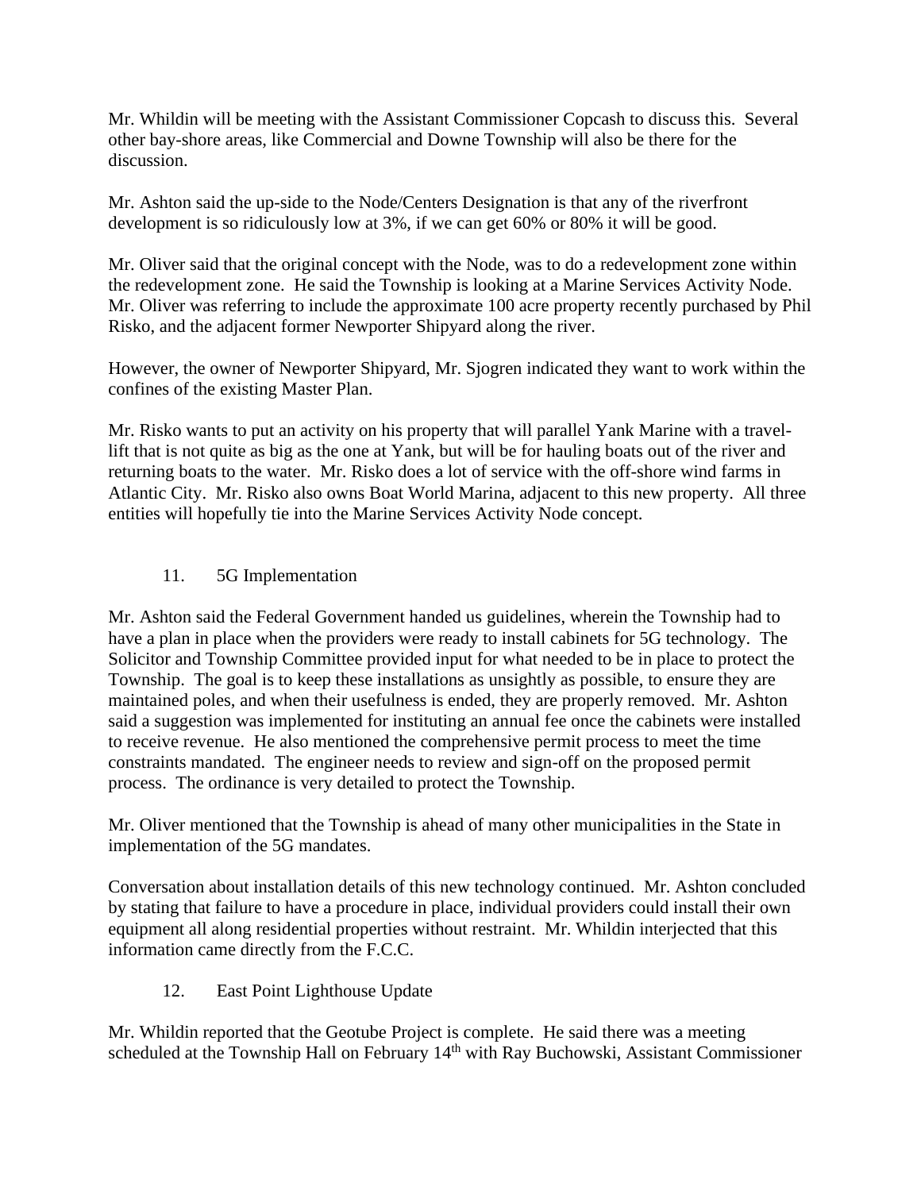Mr. Whildin will be meeting with the Assistant Commissioner Copcash to discuss this. Several other bay-shore areas, like Commercial and Downe Township will also be there for the discussion.

Mr. Ashton said the up-side to the Node/Centers Designation is that any of the riverfront development is so ridiculously low at 3%, if we can get 60% or 80% it will be good.

Mr. Oliver said that the original concept with the Node, was to do a redevelopment zone within the redevelopment zone. He said the Township is looking at a Marine Services Activity Node. Mr. Oliver was referring to include the approximate 100 acre property recently purchased by Phil Risko, and the adjacent former Newporter Shipyard along the river.

However, the owner of Newporter Shipyard, Mr. Sjogren indicated they want to work within the confines of the existing Master Plan.

Mr. Risko wants to put an activity on his property that will parallel Yank Marine with a travel-lift that is not quite as big as the one at Yank, but will be for hauling boats out of the river and returning boats to the water. Mr. Risko does a lot of service with the off-shore wind farms in Atlantic City. Mr. Risko also owns Boat World Marina, adjacent to this new property. All three entities will hopefully tie into the Marine Services Activity Node concept.

11. 5G Implementation

Mr. Ashton said the Federal Government handed us guidelines, wherein the Township had to have a plan in place when the providers were ready to install cabinets for 5G technology. The Solicitor and Township Committee provided input for what needed to be in place to protect the Township. The goal is to keep these installations as unsightly as possible, to ensure they are maintained poles, and when their usefulness is ended, they are properly removed. Mr. Ashton said a suggestion was implemented for instituting an annual fee once the cabinets were installed to receive revenue. He also mentioned the comprehensive permit process to meet the time constraints mandated. The engineer needs to review and sign-off on the proposed permit process. The ordinance is very detailed to protect the Township.

Mr. Oliver mentioned that the Township is ahead of many other municipalities in the State in implementation of the 5G mandates.

Conversation about installation details of this new technology continued. Mr. Ashton concluded by stating that failure to have a procedure in place, individual providers could install their own equipment all along residential properties without restraint. Mr. Whildin interjected that this information came directly from the F.C.C.

12. East Point Lighthouse Update

Mr. Whildin reported that the Geotube Project is complete. He said there was a meeting scheduled at the Township Hall on February 14th with Ray Buchowski, Assistant Commissioner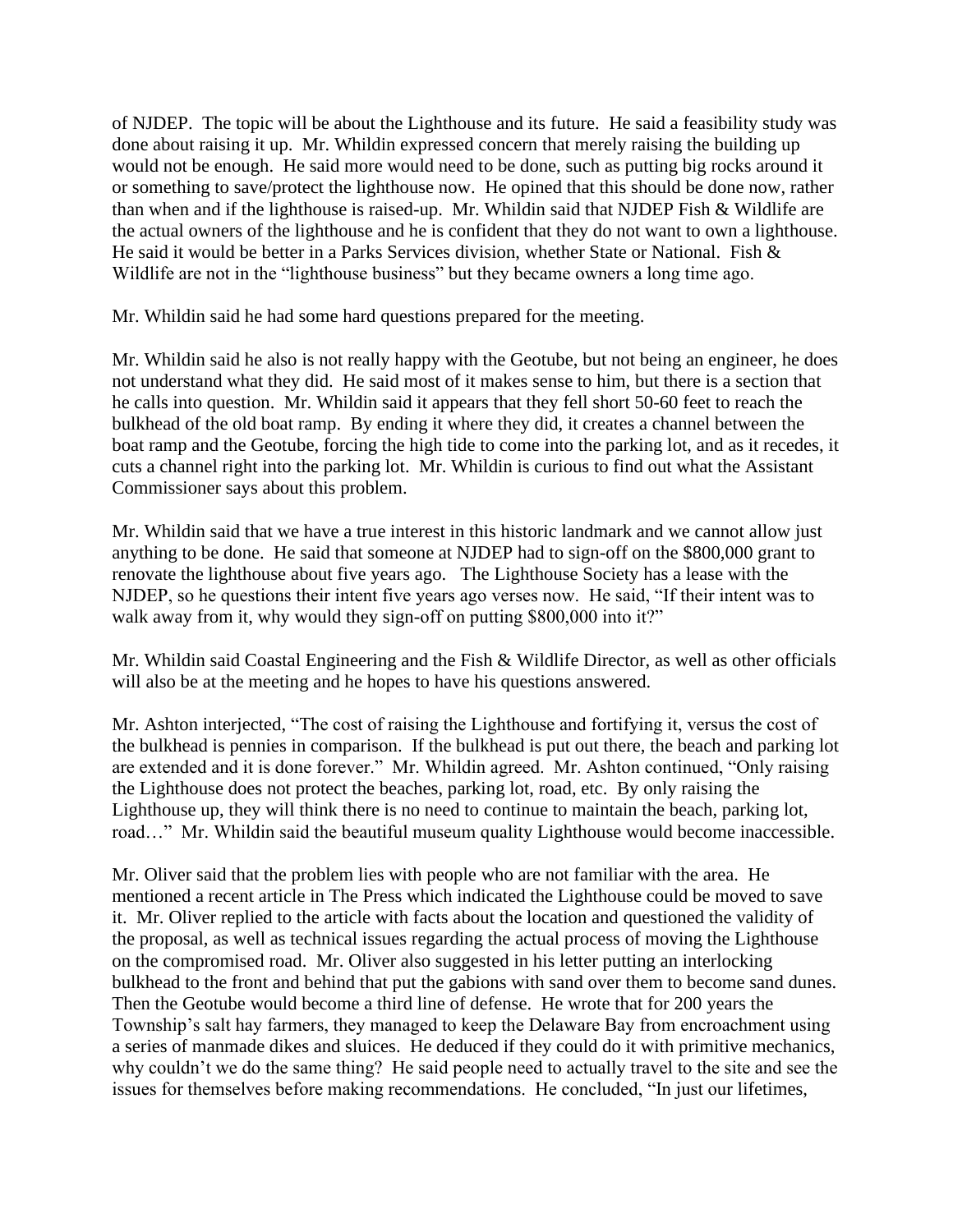of NJDEP. The topic will be about the Lighthouse and its future. He said a feasibility study was done about raising it up. Mr. Whildin expressed concern that merely raising the building up would not be enough. He said more would need to be done, such as putting big rocks around it or something to save/protect the lighthouse now. He opined that this should be done now, rather than when and if the lighthouse is raised-up. Mr. Whildin said that NJDEP Fish & Wildlife are the actual owners of the lighthouse and he is confident that they do not want to own a lighthouse. He said it would be better in a Parks Services division, whether State or National. Fish & Wildlife are not in the "lighthouse business" but they became owners a long time ago.

Mr. Whildin said he had some hard questions prepared for the meeting.

Mr. Whildin said he also is not really happy with the Geotube, but not being an engineer, he does not understand what they did. He said most of it makes sense to him, but there is a section that he calls into question. Mr. Whildin said it appears that they fell short 50-60 feet to reach the bulkhead of the old boat ramp. By ending it where they did, it creates a channel between the boat ramp and the Geotube, forcing the high tide to come into the parking lot, and as it recedes, it cuts a channel right into the parking lot. Mr. Whildin is curious to find out what the Assistant Commissioner says about this problem.

Mr. Whildin said that we have a true interest in this historic landmark and we cannot allow just anything to be done. He said that someone at NJDEP had to sign-off on the $800,000 grant to renovate the lighthouse about five years ago. The Lighthouse Society has a lease with the NJDEP, so he questions their intent five years ago verses now. He said, "If their intent was to walk away from it, why would they sign-off on putting $800,000 into it?"

Mr. Whildin said Coastal Engineering and the Fish & Wildlife Director, as well as other officials will also be at the meeting and he hopes to have his questions answered.

Mr. Ashton interjected, "The cost of raising the Lighthouse and fortifying it, versus the cost of the bulkhead is pennies in comparison. If the bulkhead is put out there, the beach and parking lot are extended and it is done forever." Mr. Whildin agreed. Mr. Ashton continued, "Only raising the Lighthouse does not protect the beaches, parking lot, road, etc. By only raising the Lighthouse up, they will think there is no need to continue to maintain the beach, parking lot, road…" Mr. Whildin said the beautiful museum quality Lighthouse would become inaccessible.

Mr. Oliver said that the problem lies with people who are not familiar with the area. He mentioned a recent article in The Press which indicated the Lighthouse could be moved to save it. Mr. Oliver replied to the article with facts about the location and questioned the validity of the proposal, as well as technical issues regarding the actual process of moving the Lighthouse on the compromised road. Mr. Oliver also suggested in his letter putting an interlocking bulkhead to the front and behind that put the gabions with sand over them to become sand dunes. Then the Geotube would become a third line of defense. He wrote that for 200 years the Township's salt hay farmers, they managed to keep the Delaware Bay from encroachment using a series of manmade dikes and sluices. He deduced if they could do it with primitive mechanics, why couldn't we do the same thing? He said people need to actually travel to the site and see the issues for themselves before making recommendations. He concluded, "In just our lifetimes,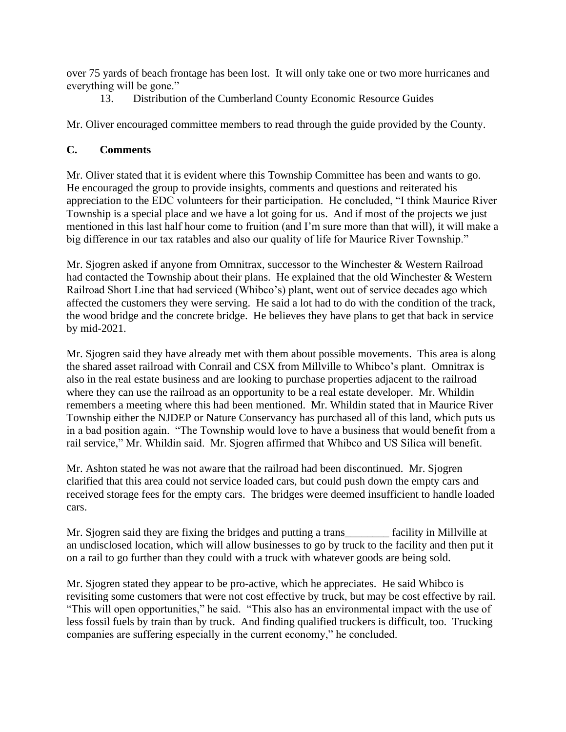over 75 yards of beach frontage has been lost. It will only take one or two more hurricanes and everything will be gone."

13. Distribution of the Cumberland County Economic Resource Guides

Mr. Oliver encouraged committee members to read through the guide provided by the County.

**C. Comments**

Mr. Oliver stated that it is evident where this Township Committee has been and wants to go. He encouraged the group to provide insights, comments and questions and reiterated his appreciation to the EDC volunteers for their participation. He concluded, "I think Maurice River Township is a special place and we have a lot going for us. And if most of the projects we just mentioned in this last half hour come to fruition (and I'm sure more than that will), it will make a big difference in our tax ratables and also our quality of life for Maurice River Township."

Mr. Sjogren asked if anyone from Omnitrax, successor to the Winchester & Western Railroad had contacted the Township about their plans. He explained that the old Winchester & Western Railroad Short Line that had serviced (Whibco's) plant, went out of service decades ago which affected the customers they were serving. He said a lot had to do with the condition of the track, the wood bridge and the concrete bridge. He believes they have plans to get that back in service by mid-2021.

Mr. Sjogren said they have already met with them about possible movements. This area is along the shared asset railroad with Conrail and CSX from Millville to Whibco's plant. Omnitrax is also in the real estate business and are looking to purchase properties adjacent to the railroad where they can use the railroad as an opportunity to be a real estate developer. Mr. Whildin remembers a meeting where this had been mentioned. Mr. Whildin stated that in Maurice River Township either the NJDEP or Nature Conservancy has purchased all of this land, which puts us in a bad position again. "The Township would love to have a business that would benefit from a rail service," Mr. Whildin said. Mr. Sjogren affirmed that Whibco and US Silica will benefit.

Mr. Ashton stated he was not aware that the railroad had been discontinued. Mr. Sjogren clarified that this area could not service loaded cars, but could push down the empty cars and received storage fees for the empty cars. The bridges were deemed insufficient to handle loaded cars.

Mr. Sjogren said they are fixing the bridges and putting a trans________ facility in Millville at an undisclosed location, which will allow businesses to go by truck to the facility and then put it on a rail to go further than they could with a truck with whatever goods are being sold.

Mr. Sjogren stated they appear to be pro-active, which he appreciates. He said Whibco is revisiting some customers that were not cost effective by truck, but may be cost effective by rail. "This will open opportunities," he said. "This also has an environmental impact with the use of less fossil fuels by train than by truck. And finding qualified truckers is difficult, too. Trucking companies are suffering especially in the current economy," he concluded.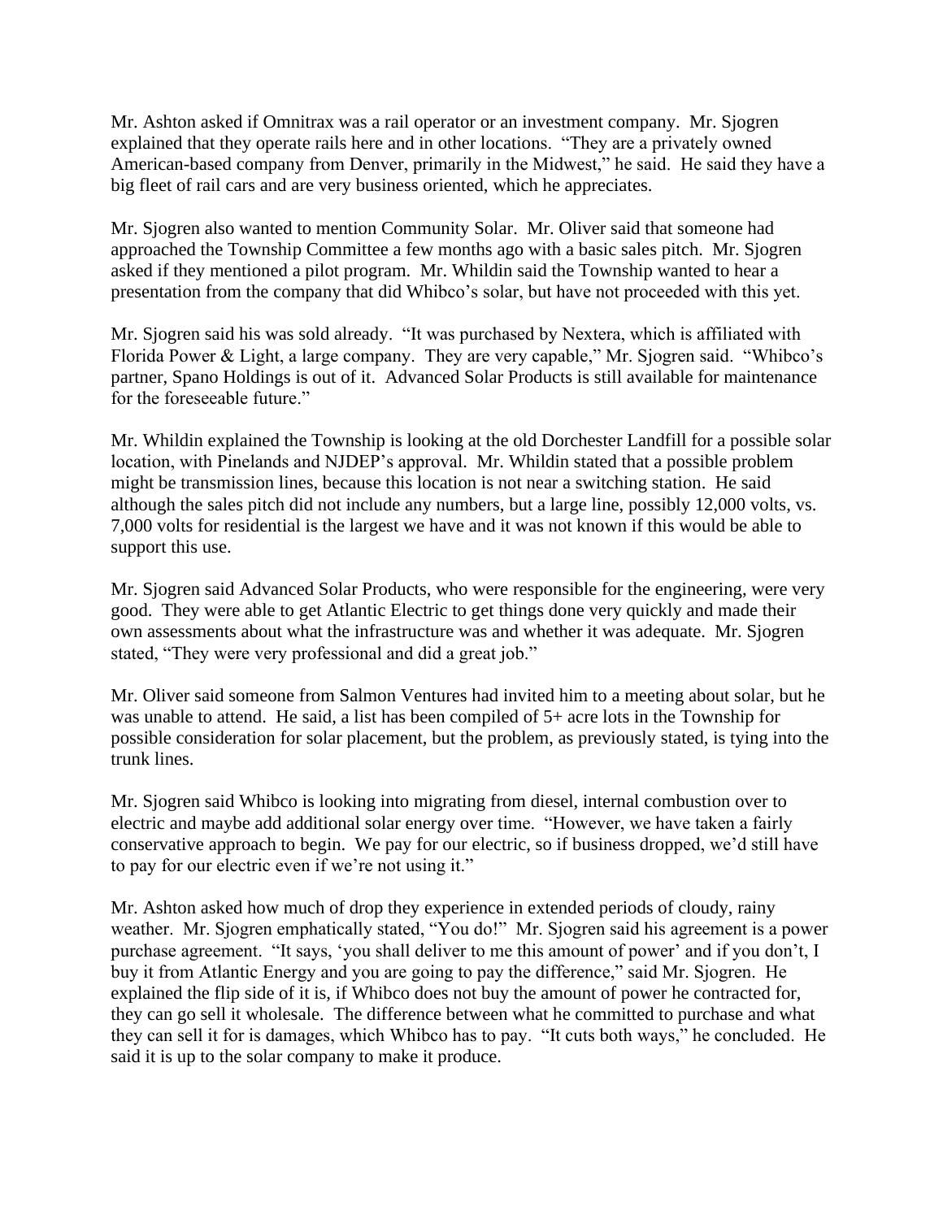Mr. Ashton asked if Omnitrax was a rail operator or an investment company. Mr. Sjogren explained that they operate rails here and in other locations. "They are a privately owned American-based company from Denver, primarily in the Midwest," he said. He said they have a big fleet of rail cars and are very business oriented, which he appreciates.

Mr. Sjogren also wanted to mention Community Solar. Mr. Oliver said that someone had approached the Township Committee a few months ago with a basic sales pitch. Mr. Sjogren asked if they mentioned a pilot program. Mr. Whildin said the Township wanted to hear a presentation from the company that did Whibco's solar, but have not proceeded with this yet.

Mr. Sjogren said his was sold already. "It was purchased by Nextera, which is affiliated with Florida Power & Light, a large company. They are very capable," Mr. Sjogren said. "Whibco's partner, Spano Holdings is out of it. Advanced Solar Products is still available for maintenance for the foreseeable future."

Mr. Whildin explained the Township is looking at the old Dorchester Landfill for a possible solar location, with Pinelands and NJDEP's approval. Mr. Whildin stated that a possible problem might be transmission lines, because this location is not near a switching station. He said although the sales pitch did not include any numbers, but a large line, possibly 12,000 volts, vs. 7,000 volts for residential is the largest we have and it was not known if this would be able to support this use.

Mr. Sjogren said Advanced Solar Products, who were responsible for the engineering, were very good. They were able to get Atlantic Electric to get things done very quickly and made their own assessments about what the infrastructure was and whether it was adequate. Mr. Sjogren stated, "They were very professional and did a great job."

Mr. Oliver said someone from Salmon Ventures had invited him to a meeting about solar, but he was unable to attend. He said, a list has been compiled of 5+ acre lots in the Township for possible consideration for solar placement, but the problem, as previously stated, is tying into the trunk lines.

Mr. Sjogren said Whibco is looking into migrating from diesel, internal combustion over to electric and maybe add additional solar energy over time. "However, we have taken a fairly conservative approach to begin. We pay for our electric, so if business dropped, we'd still have to pay for our electric even if we're not using it."

Mr. Ashton asked how much of drop they experience in extended periods of cloudy, rainy weather. Mr. Sjogren emphatically stated, "You do!" Mr. Sjogren said his agreement is a power purchase agreement. "It says, 'you shall deliver to me this amount of power' and if you don't, I buy it from Atlantic Energy and you are going to pay the difference," said Mr. Sjogren. He explained the flip side of it is, if Whibco does not buy the amount of power he contracted for, they can go sell it wholesale. The difference between what he committed to purchase and what they can sell it for is damages, which Whibco has to pay. "It cuts both ways," he concluded. He said it is up to the solar company to make it produce.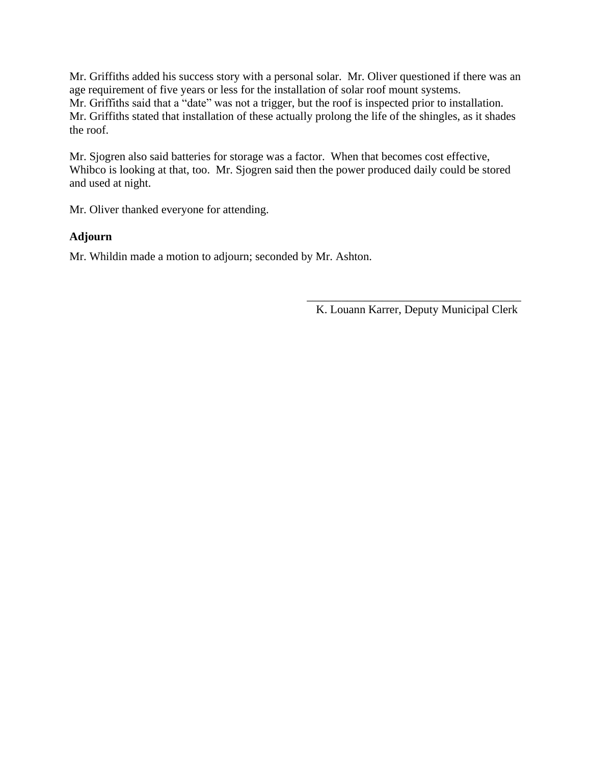Mr. Griffiths added his success story with a personal solar. Mr. Oliver questioned if there was an age requirement of five years or less for the installation of solar roof mount systems. Mr. Griffiths said that a "date" was not a trigger, but the roof is inspected prior to installation. Mr. Griffiths stated that installation of these actually prolong the life of the shingles, as it shades the roof.

Mr. Sjogren also said batteries for storage was a factor. When that becomes cost effective, Whibco is looking at that, too. Mr. Sjogren said then the power produced daily could be stored and used at night.

Mr. Oliver thanked everyone for attending.

**Adjourn**

Mr. Whildin made a motion to adjourn; seconded by Mr. Ashton.

\_\_\_\_\_\_\_\_\_\_\_\_\_\_\_\_\_\_\_\_\_\_\_\_\_\_\_\_\_\_\_\_\_\_\_\_\_\_\_

K. Louann Karrer, Deputy Municipal Clerk